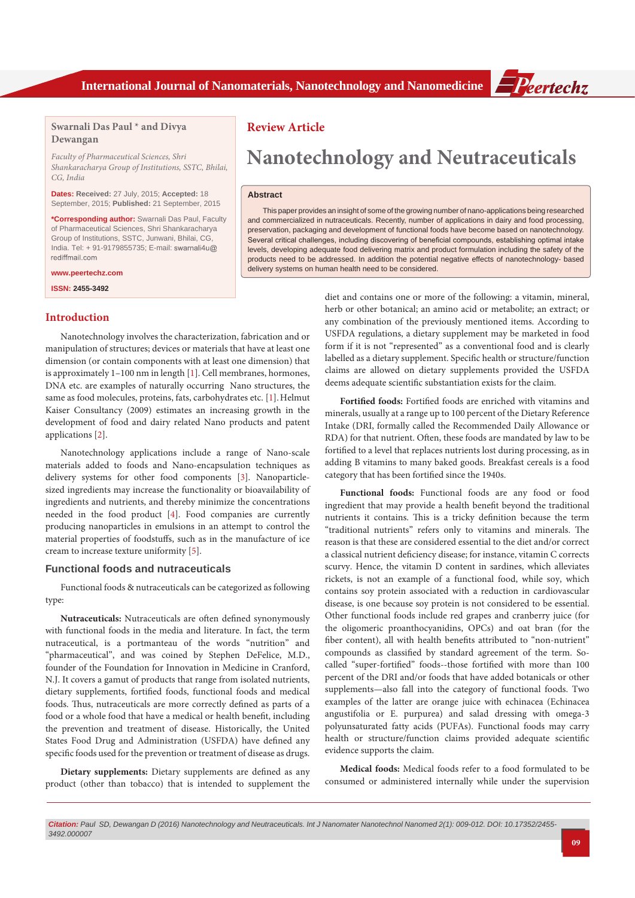Swarnali Das Paul * and Divya Dewangan

*Faculty of Pharmaceutical Sciences, Shri Shankaracharya Group of Institutions, SSTC, Bhilai, CG, India*

**Dates: Received:** 27 July, 2015; **Accepted:** 18 September, 2015; **Published:** 21 September, 2015

***Corresponding author:** Swarnali Das Paul, Faculty of Pharmaceutical Sciences, Shri Shankaracharya Group of Institutions, SSTC, Junwani, Bhilai, CG, India. Tel: + 91-9179855735; E-mail: swarnali4u@rediffmail.com

**www.peertechz.com**

**ISSN:** 2455-3492

**Review Article**

# Nanotechnology and Neutraceuticals

## Abstract

This paper provides an insight of some of the growing number of nano-applications being researched and commercialized in nutraceuticals. Recently, number of applications in dairy and food processing, preservation, packaging and development of functional foods have become based on nanotechnology. Several critical challenges, including discovering of beneficial compounds, establishing optimal intake levels, developing adequate food delivering matrix and product formulation including the safety of the products need to be addressed. In addition the potential negative effects of nanotechnology- based delivery systems on human health need to be considered.

## Introduction

Nanotechnology involves the characterization, fabrication and or manipulation of structures; devices or materials that have at least one dimension (or contain components with at least one dimension) that is approximately 1–100 nm in length [1]. Cell membranes, hormones, DNA etc. are examples of naturally occurring Nano structures, the same as food molecules, proteins, fats, carbohydrates etc. [1]. Helmut Kaiser Consultancy (2009) estimates an increasing growth in the development of food and dairy related Nano products and patent applications [2].

Nanotechnology applications include a range of Nano-scale materials added to foods and Nano-encapsulation techniques as delivery systems for other food components [3]. Nanoparticle-sized ingredients may increase the functionality or bioavailability of ingredients and nutrients, and thereby minimize the concentrations needed in the food product [4]. Food companies are currently producing nanoparticles in emulsions in an attempt to control the material properties of foodstuffs, such as in the manufacture of ice cream to increase texture uniformity [5].

### Functional foods and nutraceuticals

Functional foods & nutraceuticals can be categorized as following type:

**Nutraceuticals:** Nutraceuticals are often defined synonymously with functional foods in the media and literature. In fact, the term nutraceutical, is a portmanteau of the words "nutrition" and "pharmaceutical", and was coined by Stephen DeFelice, M.D., founder of the Foundation for Innovation in Medicine in Cranford, N.J. It covers a gamut of products that range from isolated nutrients, dietary supplements, fortified foods, functional foods and medical foods. Thus, nutraceuticals are more correctly defined as parts of a food or a whole food that have a medical or health benefit, including the prevention and treatment of disease. Historically, the United States Food Drug and Administration (USFDA) have defined any specific foods used for the prevention or treatment of disease as drugs.

**Dietary supplements:** Dietary supplements are defined as any product (other than tobacco) that is intended to supplement the diet and contains one or more of the following: a vitamin, mineral, herb or other botanical; an amino acid or metabolite; an extract; or any combination of the previously mentioned items. According to USFDA regulations, a dietary supplement may be marketed in food form if it is not "represented" as a conventional food and is clearly labelled as a dietary supplement. Specific health or structure/function claims are allowed on dietary supplements provided the USFDA deems adequate scientific substantiation exists for the claim.

**Fortified foods:** Fortified foods are enriched with vitamins and minerals, usually at a range up to 100 percent of the Dietary Reference Intake (DRI, formally called the Recommended Daily Allowance or RDA) for that nutrient. Often, these foods are mandated by law to be fortified to a level that replaces nutrients lost during processing, as in adding B vitamins to many baked goods. Breakfast cereals is a food category that has been fortified since the 1940s.

**Functional foods:** Functional foods are any food or food ingredient that may provide a health benefit beyond the traditional nutrients it contains. This is a tricky definition because the term "traditional nutrients" refers only to vitamins and minerals. The reason is that these are considered essential to the diet and/or correct a classical nutrient deficiency disease; for instance, vitamin C corrects scurvy. Hence, the vitamin D content in sardines, which alleviates rickets, is not an example of a functional food, while soy, which contains soy protein associated with a reduction in cardiovascular disease, is one because soy protein is not considered to be essential. Other functional foods include red grapes and cranberry juice (for the oligomeric proanthocyanidins, OPCs) and oat bran (for the fiber content), all with health benefits attributed to "non-nutrient" compounds as classified by standard agreement of the term. So-called "super-fortified" foods--those fortified with more than 100 percent of the DRI and/or foods that have added botanicals or other supplements—also fall into the category of functional foods. Two examples of the latter are orange juice with echinacea (Echinacea angustifolia or E. purpurea) and salad dressing with omega-3 polyunsaturated fatty acids (PUFAs). Functional foods may carry health or structure/function claims provided adequate scientific evidence supports the claim.

**Medical foods:** Medical foods refer to a food formulated to be consumed or administered internally while under the supervision

***Citation:*** *Paul SD, Dewangan D (2016) Nanotechnology and Neutraceuticals. Int J Nanomater Nanotechnol Nanomed 2(1): 009-012. DOI: 10.17352/2455-3492.000007*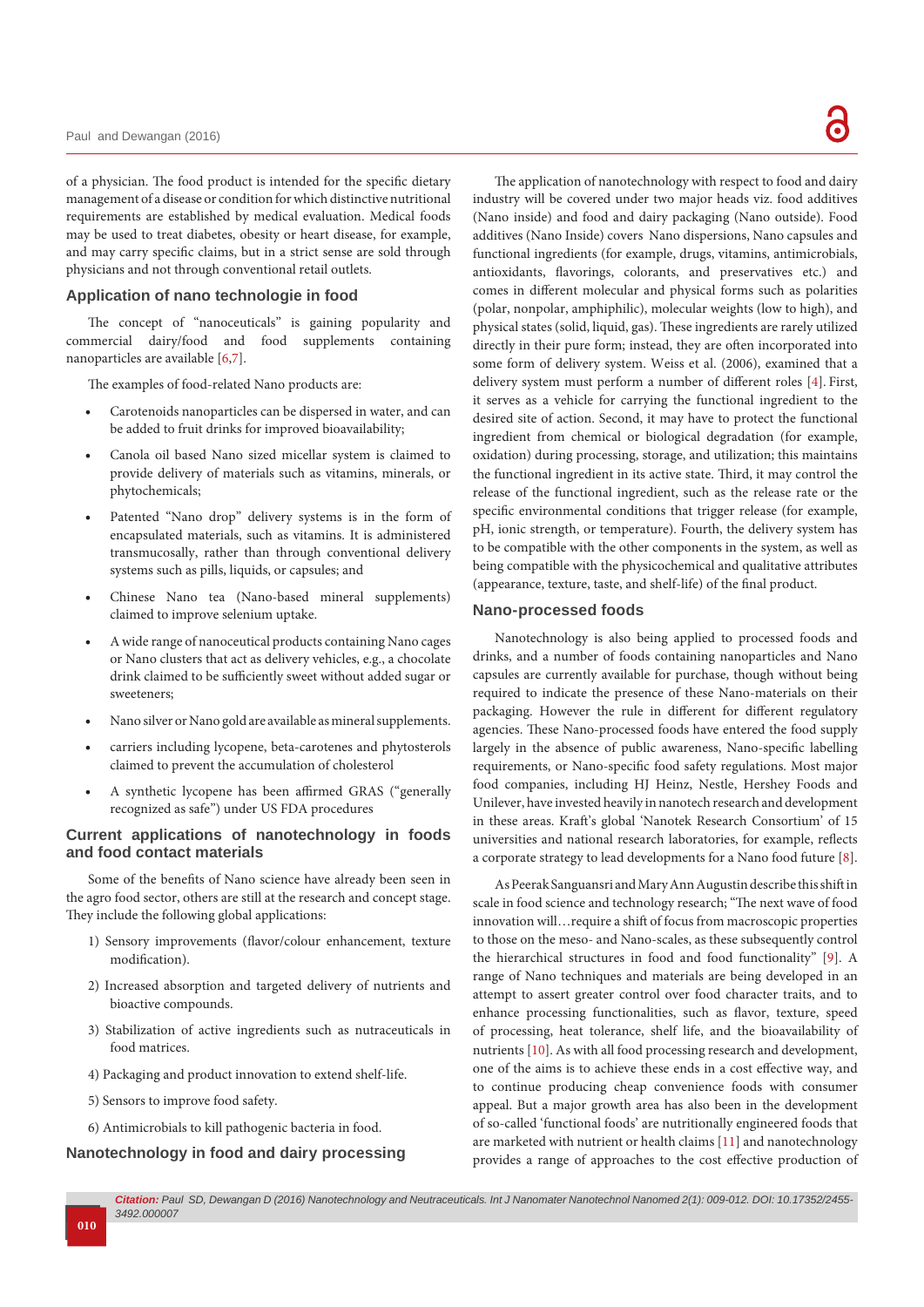of a physician. The food product is intended for the specific dietary management of a disease or condition for which distinctive nutritional requirements are established by medical evaluation. Medical foods may be used to treat diabetes, obesity or heart disease, for example, and may carry specific claims, but in a strict sense are sold through physicians and not through conventional retail outlets.

## Application of nano technologie in food

The concept of "nanoceuticals" is gaining popularity and commercial dairy/food and food supplements containing nanoparticles are available [6,7].

The examples of food-related Nano products are:

- Carotenoids nanoparticles can be dispersed in water, and can be added to fruit drinks for improved bioavailability;
- Canola oil based Nano sized micellar system is claimed to provide delivery of materials such as vitamins, minerals, or phytochemicals;
- Patented "Nano drop" delivery systems is in the form of encapsulated materials, such as vitamins. It is administered transmucosally, rather than through conventional delivery systems such as pills, liquids, or capsules; and
- Chinese Nano tea (Nano-based mineral supplements) claimed to improve selenium uptake.
- A wide range of nanoceutical products containing Nano cages or Nano clusters that act as delivery vehicles, e.g., a chocolate drink claimed to be sufficiently sweet without added sugar or sweeteners;
- Nano silver or Nano gold are available as mineral supplements.
- carriers including lycopene, beta-carotenes and phytosterols claimed to prevent the accumulation of cholesterol
- A synthetic lycopene has been affirmed GRAS ("generally recognized as safe") under US FDA procedures

## Current applications of nanotechnology in foods and food contact materials

Some of the benefits of Nano science have already been seen in the agro food sector, others are still at the research and concept stage. They include the following global applications:

1) Sensory improvements (flavor/colour enhancement, texture modification).

2) Increased absorption and targeted delivery of nutrients and bioactive compounds.

3) Stabilization of active ingredients such as nutraceuticals in food matrices.

4) Packaging and product innovation to extend shelf-life.

5) Sensors to improve food safety.

6) Antimicrobials to kill pathogenic bacteria in food.

## Nanotechnology in food and dairy processing

The application of nanotechnology with respect to food and dairy industry will be covered under two major heads viz. food additives (Nano inside) and food and dairy packaging (Nano outside). Food additives (Nano Inside) covers Nano dispersions, Nano capsules and functional ingredients (for example, drugs, vitamins, antimicrobials, antioxidants, flavorings, colorants, and preservatives etc.) and comes in different molecular and physical forms such as polarities (polar, nonpolar, amphiphilic), molecular weights (low to high), and physical states (solid, liquid, gas). These ingredients are rarely utilized directly in their pure form; instead, they are often incorporated into some form of delivery system. Weiss et al. (2006), examined that a delivery system must perform a number of different roles [4]. First, it serves as a vehicle for carrying the functional ingredient to the desired site of action. Second, it may have to protect the functional ingredient from chemical or biological degradation (for example, oxidation) during processing, storage, and utilization; this maintains the functional ingredient in its active state. Third, it may control the release of the functional ingredient, such as the release rate or the specific environmental conditions that trigger release (for example, pH, ionic strength, or temperature). Fourth, the delivery system has to be compatible with the other components in the system, as well as being compatible with the physicochemical and qualitative attributes (appearance, texture, taste, and shelf-life) of the final product.

## Nano-processed foods

Nanotechnology is also being applied to processed foods and drinks, and a number of foods containing nanoparticles and Nano capsules are currently available for purchase, though without being required to indicate the presence of these Nano-materials on their packaging. However the rule in different for different regulatory agencies. These Nano-processed foods have entered the food supply largely in the absence of public awareness, Nano-specific labelling requirements, or Nano-specific food safety regulations. Most major food companies, including HJ Heinz, Nestle, Hershey Foods and Unilever, have invested heavily in nanotech research and development in these areas. Kraft's global 'Nanotek Research Consortium' of 15 universities and national research laboratories, for example, reflects a corporate strategy to lead developments for a Nano food future [8].

As Peerak Sanguansri and Mary Ann Augustin describe this shift in scale in food science and technology research; "The next wave of food innovation will…require a shift of focus from macroscopic properties to those on the meso- and Nano-scales, as these subsequently control the hierarchical structures in food and food functionality" [9]. A range of Nano techniques and materials are being developed in an attempt to assert greater control over food character traits, and to enhance processing functionalities, such as flavor, texture, speed of processing, heat tolerance, shelf life, and the bioavailability of nutrients [10]. As with all food processing research and development, one of the aims is to achieve these ends in a cost effective way, and to continue producing cheap convenience foods with consumer appeal. But a major growth area has also been in the development of so-called 'functional foods' are nutritionally engineered foods that are marketed with nutrient or health claims [11] and nanotechnology provides a range of approaches to the cost effective production of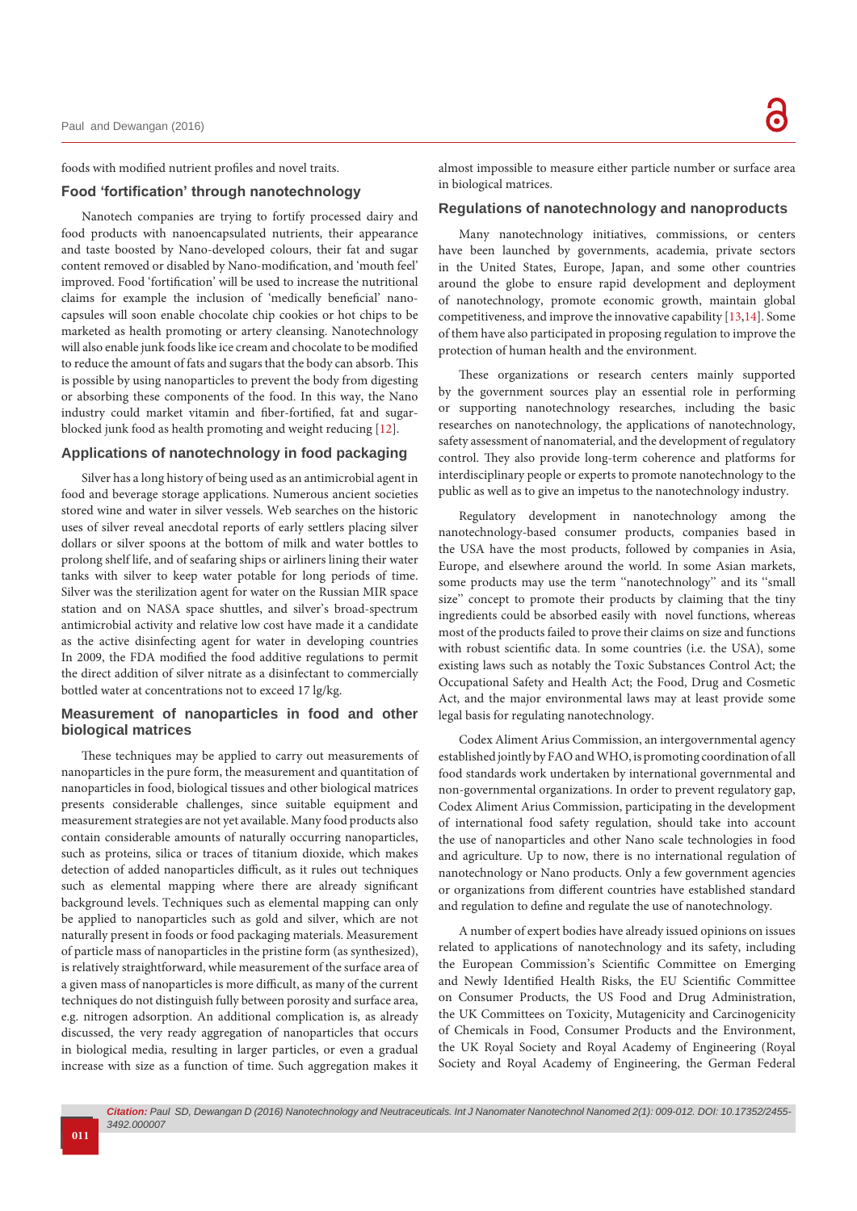foods with modified nutrient profiles and novel traits.

## Food 'fortification' through nanotechnology

Nanotech companies are trying to fortify processed dairy and food products with nanoencapsulated nutrients, their appearance and taste boosted by Nano-developed colours, their fat and sugar content removed or disabled by Nano-modification, and 'mouth feel' improved. Food 'fortification' will be used to increase the nutritional claims for example the inclusion of 'medically beneficial' nano-capsules will soon enable chocolate chip cookies or hot chips to be marketed as health promoting or artery cleansing. Nanotechnology will also enable junk foods like ice cream and chocolate to be modified to reduce the amount of fats and sugars that the body can absorb. This is possible by using nanoparticles to prevent the body from digesting or absorbing these components of the food. In this way, the Nano industry could market vitamin and fiber-fortified, fat and sugar-blocked junk food as health promoting and weight reducing [12].

## Applications of nanotechnology in food packaging

Silver has a long history of being used as an antimicrobial agent in food and beverage storage applications. Numerous ancient societies stored wine and water in silver vessels. Web searches on the historic uses of silver reveal anecdotal reports of early settlers placing silver dollars or silver spoons at the bottom of milk and water bottles to prolong shelf life, and of seafaring ships or airliners lining their water tanks with silver to keep water potable for long periods of time. Silver was the sterilization agent for water on the Russian MIR space station and on NASA space shuttles, and silver's broad-spectrum antimicrobial activity and relative low cost have made it a candidate as the active disinfecting agent for water in developing countries In 2009, the FDA modified the food additive regulations to permit the direct addition of silver nitrate as a disinfectant to commercially bottled water at concentrations not to exceed 17 lg/kg.

## Measurement of nanoparticles in food and other biological matrices

These techniques may be applied to carry out measurements of nanoparticles in the pure form, the measurement and quantitation of nanoparticles in food, biological tissues and other biological matrices presents considerable challenges, since suitable equipment and measurement strategies are not yet available. Many food products also contain considerable amounts of naturally occurring nanoparticles, such as proteins, silica or traces of titanium dioxide, which makes detection of added nanoparticles difficult, as it rules out techniques such as elemental mapping where there are already significant background levels. Techniques such as elemental mapping can only be applied to nanoparticles such as gold and silver, which are not naturally present in foods or food packaging materials. Measurement of particle mass of nanoparticles in the pristine form (as synthesized), is relatively straightforward, while measurement of the surface area of a given mass of nanoparticles is more difficult, as many of the current techniques do not distinguish fully between porosity and surface area, e.g. nitrogen adsorption. An additional complication is, as already discussed, the very ready aggregation of nanoparticles that occurs in biological media, resulting in larger particles, or even a gradual increase with size as a function of time. Such aggregation makes it almost impossible to measure either particle number or surface area in biological matrices.

## Regulations of nanotechnology and nanoproducts

Many nanotechnology initiatives, commissions, or centers have been launched by governments, academia, private sectors in the United States, Europe, Japan, and some other countries around the globe to ensure rapid development and deployment of nanotechnology, promote economic growth, maintain global competitiveness, and improve the innovative capability [13,14]. Some of them have also participated in proposing regulation to improve the protection of human health and the environment.

These organizations or research centers mainly supported by the government sources play an essential role in performing or supporting nanotechnology researches, including the basic researches on nanotechnology, the applications of nanotechnology, safety assessment of nanomaterial, and the development of regulatory control. They also provide long-term coherence and platforms for interdisciplinary people or experts to promote nanotechnology to the public as well as to give an impetus to the nanotechnology industry.

Regulatory development in nanotechnology among the nanotechnology-based consumer products, companies based in the USA have the most products, followed by companies in Asia, Europe, and elsewhere around the world. In some Asian markets, some products may use the term "nanotechnology" and its "small size" concept to promote their products by claiming that the tiny ingredients could be absorbed easily with novel functions, whereas most of the products failed to prove their claims on size and functions with robust scientific data. In some countries (i.e. the USA), some existing laws such as notably the Toxic Substances Control Act; the Occupational Safety and Health Act; the Food, Drug and Cosmetic Act, and the major environmental laws may at least provide some legal basis for regulating nanotechnology.

Codex Aliment Arius Commission, an intergovernmental agency established jointly by FAO and WHO, is promoting coordination of all food standards work undertaken by international governmental and non-governmental organizations. In order to prevent regulatory gap, Codex Aliment Arius Commission, participating in the development of international food safety regulation, should take into account the use of nanoparticles and other Nano scale technologies in food and agriculture. Up to now, there is no international regulation of nanotechnology or Nano products. Only a few government agencies or organizations from different countries have established standard and regulation to define and regulate the use of nanotechnology.

A number of expert bodies have already issued opinions on issues related to applications of nanotechnology and its safety, including the European Commission's Scientific Committee on Emerging and Newly Identified Health Risks, the EU Scientific Committee on Consumer Products, the US Food and Drug Administration, the UK Committees on Toxicity, Mutagenicity and Carcinogenicity of Chemicals in Food, Consumer Products and the Environment, the UK Royal Society and Royal Academy of Engineering (Royal Society and Royal Academy of Engineering, the German Federal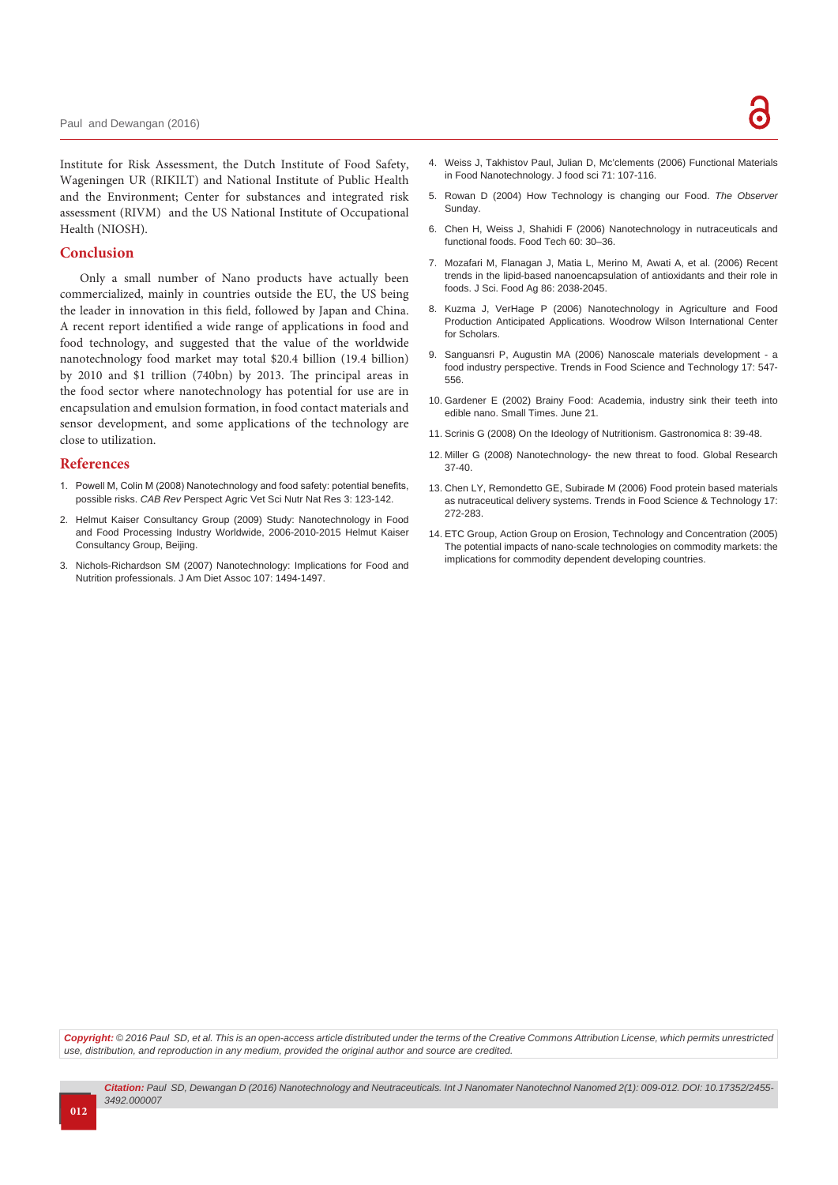Institute for Risk Assessment, the Dutch Institute of Food Safety, Wageningen UR (RIKILT) and National Institute of Public Health and the Environment; Center for substances and integrated risk assessment (RIVM) and the US National Institute of Occupational Health (NIOSH).

## Conclusion

Only a small number of Nano products have actually been commercialized, mainly in countries outside the EU, the US being the leader in innovation in this field, followed by Japan and China. A recent report identified a wide range of applications in food and food technology, and suggested that the value of the worldwide nanotechnology food market may total $20.4 billion (19.4 billion) by 2010 and $1 trillion (740bn) by 2013. The principal areas in the food sector where nanotechnology has potential for use are in encapsulation and emulsion formation, in food contact materials and sensor development, and some applications of the technology are close to utilization.

## References

1. Powell M, Colin M (2008) Nanotechnology and food safety: potential benefits, possible risks. *CAB Rev* Perspect Agric Vet Sci Nutr Nat Res 3: 123-142.
2. Helmut Kaiser Consultancy Group (2009) Study: Nanotechnology in Food and Food Processing Industry Worldwide, 2006-2010-2015 Helmut Kaiser Consultancy Group, Beijing.
3. Nichols-Richardson SM (2007) Nanotechnology: Implications for Food and Nutrition professionals. J Am Diet Assoc 107: 1494-1497.
4. Weiss J, Takhistov Paul, Julian D, Mc'clements (2006) Functional Materials in Food Nanotechnology. J food sci 71: 107-116.
5. Rowan D (2004) How Technology is changing our Food. *The Observer* Sunday.
6. Chen H, Weiss J, Shahidi F (2006) Nanotechnology in nutraceuticals and functional foods. Food Tech 60: 30–36.
7. Mozafari M, Flanagan J, Matia L, Merino M, Awati A, et al. (2006) Recent trends in the lipid-based nanoencapsulation of antioxidants and their role in foods. J Sci. Food Ag 86: 2038-2045.
8. Kuzma J, VerHage P (2006) Nanotechnology in Agriculture and Food Production Anticipated Applications. Woodrow Wilson International Center for Scholars.
9. Sanguansri P, Augustin MA (2006) Nanoscale materials development - a food industry perspective. Trends in Food Science and Technology 17: 547-556.
10. Gardener E (2002) Brainy Food: Academia, industry sink their teeth into edible nano. Small Times. June 21.
11. Scrinis G (2008) On the Ideology of Nutritionism. Gastronomica 8: 39-48.
12. Miller G (2008) Nanotechnology- the new threat to food. Global Research 37-40.
13. Chen LY, Remondetto GE, Subirade M (2006) Food protein based materials as nutraceutical delivery systems. Trends in Food Science & Technology 17: 272-283.
14. ETC Group, Action Group on Erosion, Technology and Concentration (2005) The potential impacts of nano-scale technologies on commodity markets: the implications for commodity dependent developing countries.

***Copyright:*** *© 2016 Paul SD, et al. This is an open-access article distributed under the terms of the Creative Commons Attribution License, which permits unrestricted use, distribution, and reproduction in any medium, provided the original author and source are credited.*

***Citation:*** *Paul SD, Dewangan D (2016) Nanotechnology and Neutraceuticals. Int J Nanomater Nanotechnol Nanomed 2(1): 009-012. DOI: 10.17352/2455-3492.000007*